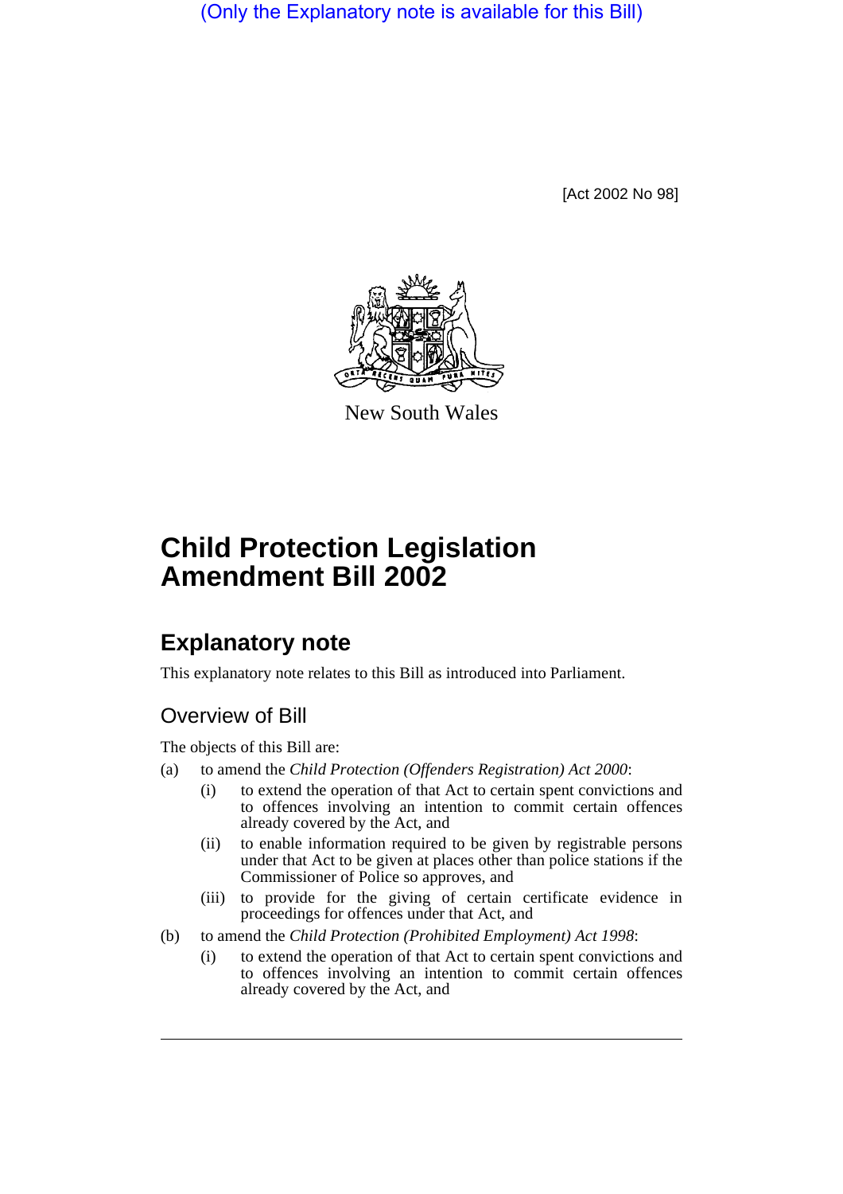(Only the Explanatory note is available for this Bill)

[Act 2002 No 98]

New South Wales

# Child Protection Legislation Amendment Bill 2002

## Explanatory note

This explanatory note relates to this Bill as introduced into Parliament.

### Overview of Bill

The objects of this Bill are:

(a) to amend the *Child Protection (Offenders Registration) Act 2000*:

- (i) to extend the operation of that Act to certain spent convictions and to offences involving an intention to commit certain offences already covered by the Act, and
- (ii) to enable information required to be given by registrable persons under that Act to be given at places other than police stations if the Commissioner of Police so approves, and
- (iii) to provide for the giving of certain certificate evidence in proceedings for offences under that Act, and

(b) to amend the *Child Protection (Prohibited Employment) Act 1998*:

- (i) to extend the operation of that Act to certain spent convictions and to offences involving an intention to commit certain offences already covered by the Act, and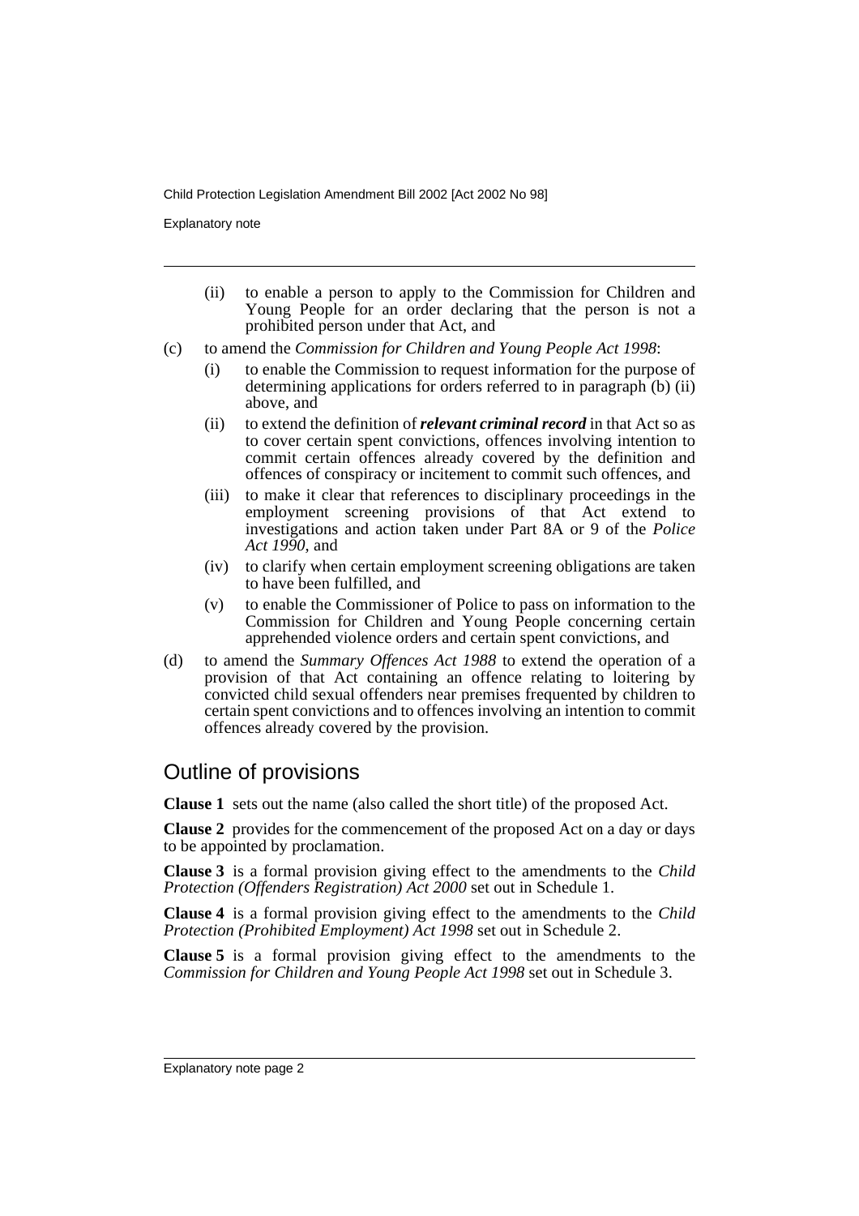- (ii) to enable a person to apply to the Commission for Children and Young People for an order declaring that the person is not a prohibited person under that Act, and

(c) to amend the *Commission for Children and Young People Act 1998*:

- (i) to enable the Commission to request information for the purpose of determining applications for orders referred to in paragraph (b) (ii) above, and
- (ii) to extend the definition of ***relevant criminal record*** in that Act so as to cover certain spent convictions, offences involving intention to commit certain offences already covered by the definition and offences of conspiracy or incitement to commit such offences, and
- (iii) to make it clear that references to disciplinary proceedings in the employment screening provisions of that Act extend to investigations and action taken under Part 8A or 9 of the *Police Act 1990*, and
- (iv) to clarify when certain employment screening obligations are taken to have been fulfilled, and
- (v) to enable the Commissioner of Police to pass on information to the Commission for Children and Young People concerning certain apprehended violence orders and certain spent convictions, and

(d) to amend the *Summary Offences Act 1988* to extend the operation of a provision of that Act containing an offence relating to loitering by convicted child sexual offenders near premises frequented by children to certain spent convictions and to offences involving an intention to commit offences already covered by the provision.

## Outline of provisions

**Clause 1** sets out the name (also called the short title) of the proposed Act.

**Clause 2** provides for the commencement of the proposed Act on a day or days to be appointed by proclamation.

**Clause 3** is a formal provision giving effect to the amendments to the *Child Protection (Offenders Registration) Act 2000* set out in Schedule 1.

**Clause 4** is a formal provision giving effect to the amendments to the *Child Protection (Prohibited Employment) Act 1998* set out in Schedule 2.

**Clause 5** is a formal provision giving effect to the amendments to the *Commission for Children and Young People Act 1998* set out in Schedule 3.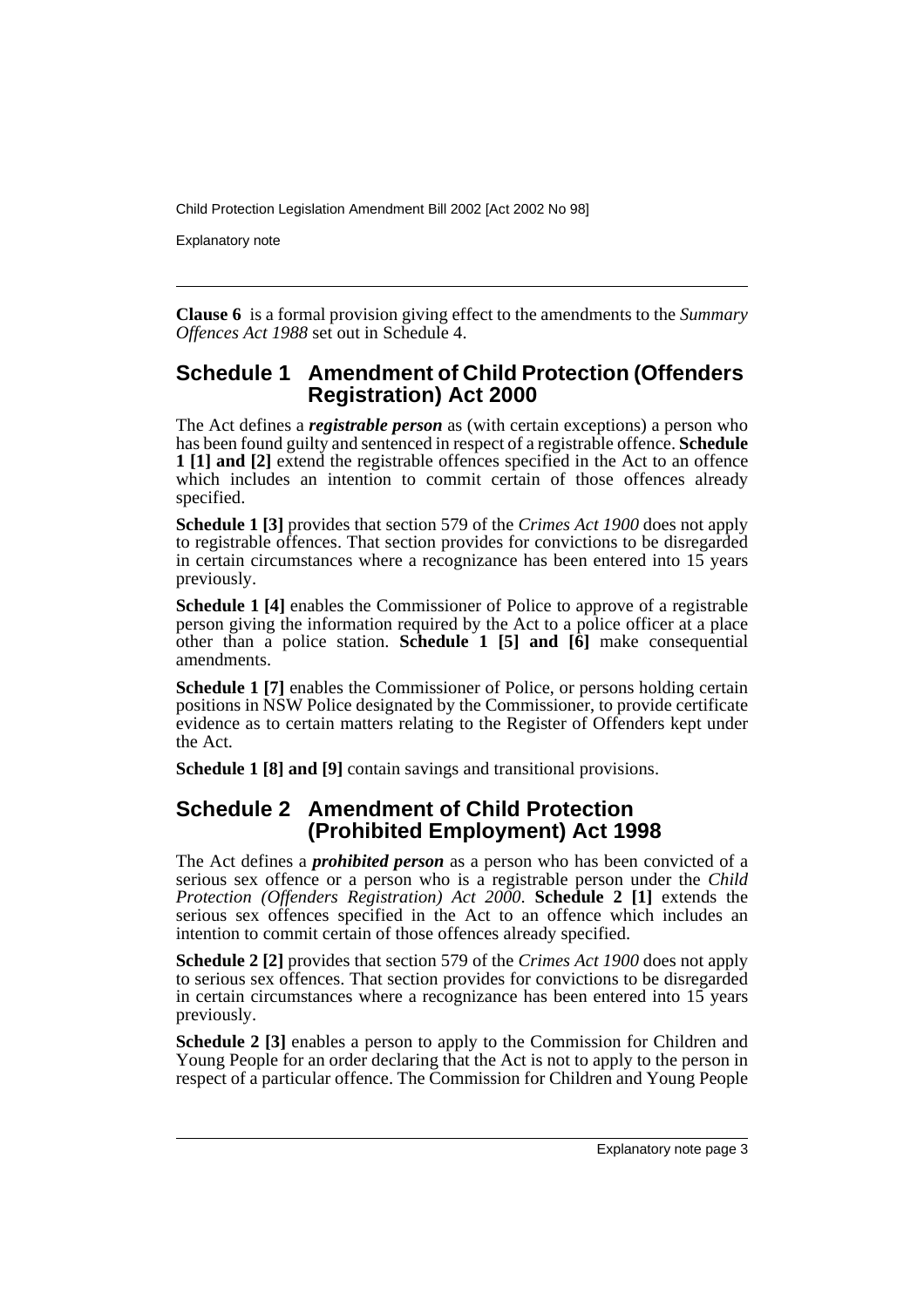**Clause 6** is a formal provision giving effect to the amendments to the *Summary Offences Act 1988* set out in Schedule 4.

## Schedule 1 Amendment of Child Protection (Offenders Registration) Act 2000

The Act defines a ***registrable person*** as (with certain exceptions) a person who has been found guilty and sentenced in respect of a registrable offence. **Schedule 1 [1] and [2]** extend the registrable offences specified in the Act to an offence which includes an intention to commit certain of those offences already specified.

**Schedule 1 [3]** provides that section 579 of the *Crimes Act 1900* does not apply to registrable offences. That section provides for convictions to be disregarded in certain circumstances where a recognizance has been entered into 15 years previously.

**Schedule 1 [4]** enables the Commissioner of Police to approve of a registrable person giving the information required by the Act to a police officer at a place other than a police station. **Schedule 1 [5] and [6]** make consequential amendments.

**Schedule 1 [7]** enables the Commissioner of Police, or persons holding certain positions in NSW Police designated by the Commissioner, to provide certificate evidence as to certain matters relating to the Register of Offenders kept under the Act.

**Schedule 1 [8] and [9]** contain savings and transitional provisions.

## Schedule 2 Amendment of Child Protection (Prohibited Employment) Act 1998

The Act defines a ***prohibited person*** as a person who has been convicted of a serious sex offence or a person who is a registrable person under the *Child Protection (Offenders Registration) Act 2000*. **Schedule 2 [1]** extends the serious sex offences specified in the Act to an offence which includes an intention to commit certain of those offences already specified.

**Schedule 2 [2]** provides that section 579 of the *Crimes Act 1900* does not apply to serious sex offences. That section provides for convictions to be disregarded in certain circumstances where a recognizance has been entered into 15 years previously.

**Schedule 2 [3]** enables a person to apply to the Commission for Children and Young People for an order declaring that the Act is not to apply to the person in respect of a particular offence. The Commission for Children and Young People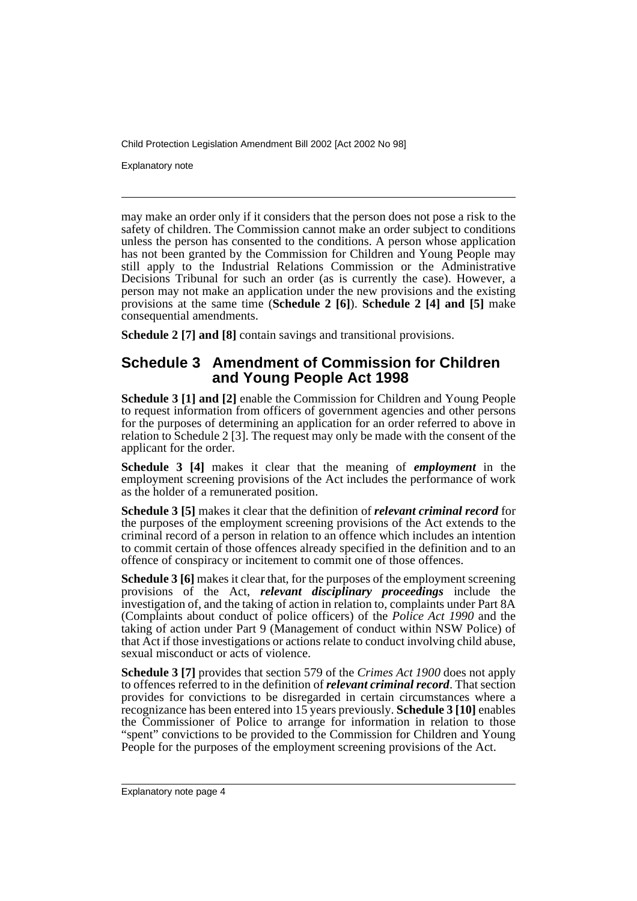may make an order only if it considers that the person does not pose a risk to the safety of children. The Commission cannot make an order subject to conditions unless the person has consented to the conditions. A person whose application has not been granted by the Commission for Children and Young People may still apply to the Industrial Relations Commission or the Administrative Decisions Tribunal for such an order (as is currently the case). However, a person may not make an application under the new provisions and the existing provisions at the same time (**Schedule 2 [6]**). **Schedule 2 [4] and [5]** make consequential amendments.

**Schedule 2 [7] and [8]** contain savings and transitional provisions.

## Schedule 3 Amendment of Commission for Children and Young People Act 1998

**Schedule 3 [1] and [2]** enable the Commission for Children and Young People to request information from officers of government agencies and other persons for the purposes of determining an application for an order referred to above in relation to Schedule 2 [3]. The request may only be made with the consent of the applicant for the order.

**Schedule 3 [4]** makes it clear that the meaning of ***employment*** in the employment screening provisions of the Act includes the performance of work as the holder of a remunerated position.

**Schedule 3 [5]** makes it clear that the definition of ***relevant criminal record*** for the purposes of the employment screening provisions of the Act extends to the criminal record of a person in relation to an offence which includes an intention to commit certain of those offences already specified in the definition and to an offence of conspiracy or incitement to commit one of those offences.

**Schedule 3 [6]** makes it clear that, for the purposes of the employment screening provisions of the Act, ***relevant disciplinary proceedings*** include the investigation of, and the taking of action in relation to, complaints under Part 8A (Complaints about conduct of police officers) of the *Police Act 1990* and the taking of action under Part 9 (Management of conduct within NSW Police) of that Act if those investigations or actions relate to conduct involving child abuse, sexual misconduct or acts of violence.

**Schedule 3 [7]** provides that section 579 of the *Crimes Act 1900* does not apply to offences referred to in the definition of ***relevant criminal record***. That section provides for convictions to be disregarded in certain circumstances where a recognizance has been entered into 15 years previously. **Schedule 3 [10]** enables the Commissioner of Police to arrange for information in relation to those "spent" convictions to be provided to the Commission for Children and Young People for the purposes of the employment screening provisions of the Act.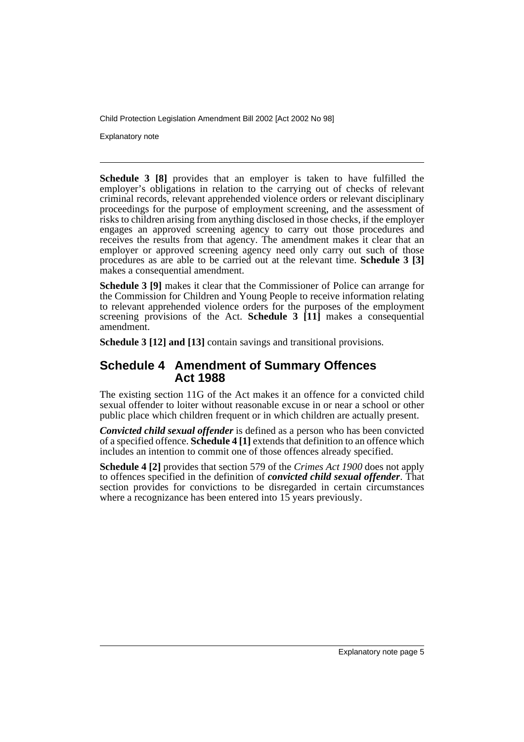**Schedule 3 [8]** provides that an employer is taken to have fulfilled the employer's obligations in relation to the carrying out of checks of relevant criminal records, relevant apprehended violence orders or relevant disciplinary proceedings for the purpose of employment screening, and the assessment of risks to children arising from anything disclosed in those checks, if the employer engages an approved screening agency to carry out those procedures and receives the results from that agency. The amendment makes it clear that an employer or approved screening agency need only carry out such of those procedures as are able to be carried out at the relevant time. **Schedule 3 [3]** makes a consequential amendment.

**Schedule 3 [9]** makes it clear that the Commissioner of Police can arrange for the Commission for Children and Young People to receive information relating to relevant apprehended violence orders for the purposes of the employment screening provisions of the Act. **Schedule 3 [11]** makes a consequential amendment.

**Schedule 3 [12] and [13]** contain savings and transitional provisions.

## Schedule 4 Amendment of Summary Offences Act 1988

The existing section 11G of the Act makes it an offence for a convicted child sexual offender to loiter without reasonable excuse in or near a school or other public place which children frequent or in which children are actually present.

***Convicted child sexual offender*** is defined as a person who has been convicted of a specified offence. **Schedule 4 [1]** extends that definition to an offence which includes an intention to commit one of those offences already specified.

**Schedule 4 [2]** provides that section 579 of the *Crimes Act 1900* does not apply to offences specified in the definition of ***convicted child sexual offender***. That section provides for convictions to be disregarded in certain circumstances where a recognizance has been entered into 15 years previously.